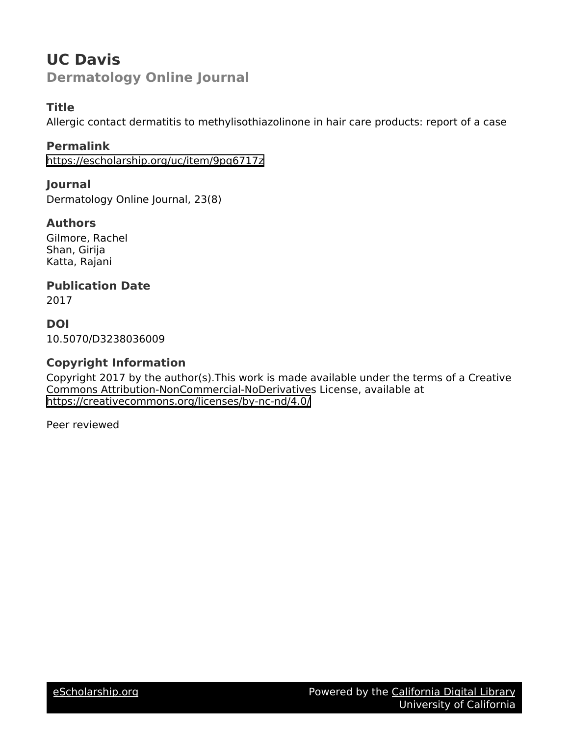# UC Davis

## Dermatology Online Journal

### Title

Allergic contact dermatitis to methylisothiazolinone in hair care products: report of a case

### Permalink

https://escholarship.org/uc/item/9pq6717z

### Journal

Dermatology Online Journal, 23(8)

### Authors

Gilmore, Rachel
Shan, Girija
Katta, Rajani

### Publication Date

2017

### DOI

10.5070/D3238036009

### Copyright Information

Copyright 2017 by the author(s).This work is made available under the terms of a Creative Commons Attribution-NonCommercial-NoDerivatives License, available at https://creativecommons.org/licenses/by-nc-nd/4.0/

Peer reviewed

eScholarship.org Powered by the California Digital Library University of California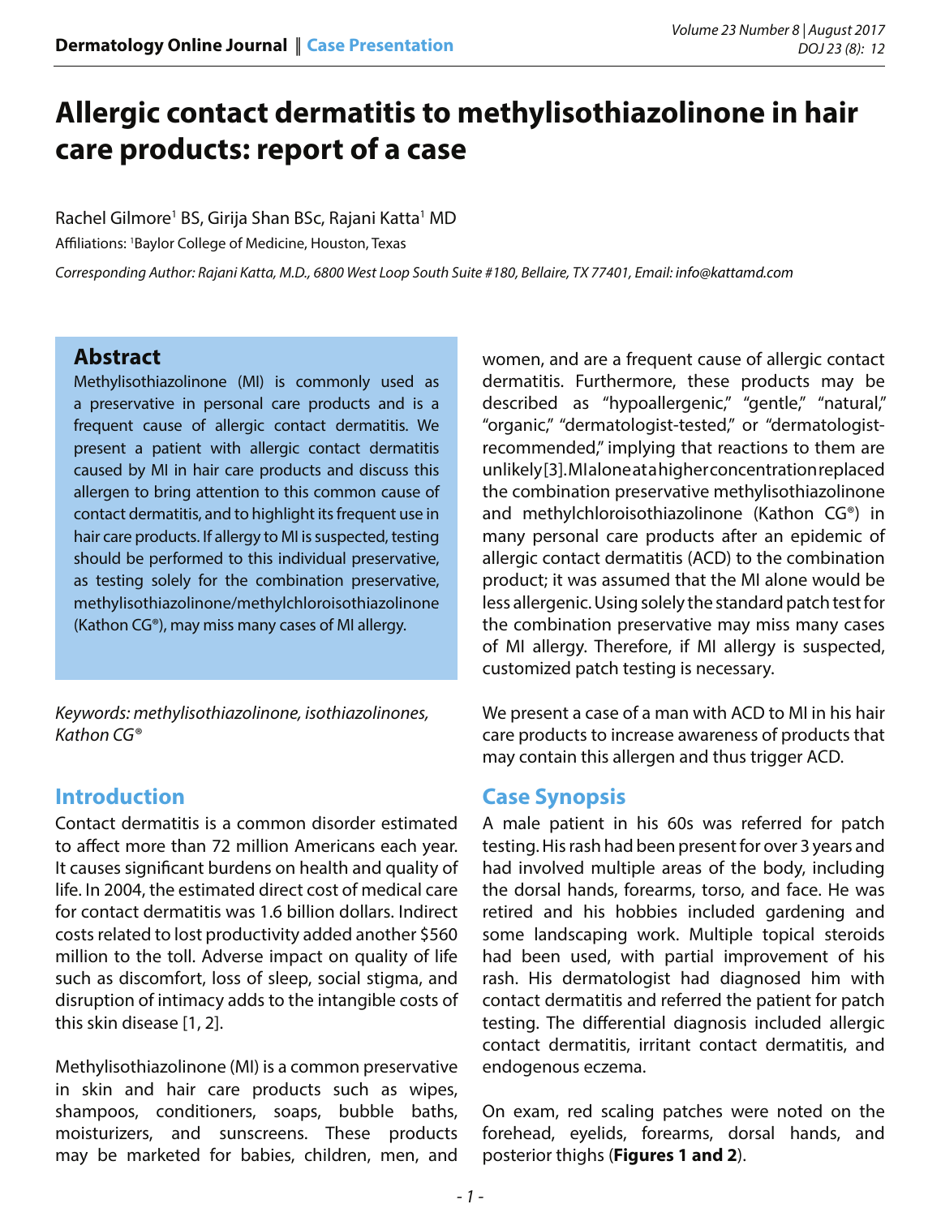# Allergic contact dermatitis to methylisothiazolinone in hair care products: report of a case

Rachel Gilmore[1] BS, Girija Shan BSc, Rajani Katta[1] MD

Affiliations: [1]Baylor College of Medicine, Houston, Texas

*Corresponding Author: Rajani Katta, M.D., 6800 West Loop South Suite #180, Bellaire, TX 77401, Email: info@kattamd.com*

## Abstract

Methylisothiazolinone (MI) is commonly used as a preservative in personal care products and is a frequent cause of allergic contact dermatitis. We present a patient with allergic contact dermatitis caused by MI in hair care products and discuss this allergen to bring attention to this common cause of contact dermatitis, and to highlight its frequent use in hair care products. If allergy to MI is suspected, testing should be performed to this individual preservative, as testing solely for the combination preservative, methylisothiazolinone/methylchloroisothiazolinone (Kathon CG®), may miss many cases of MI allergy.

*Keywords: methylisothiazolinone, isothiazolinones, Kathon CG®*

## Introduction

Contact dermatitis is a common disorder estimated to affect more than 72 million Americans each year. It causes significant burdens on health and quality of life. In 2004, the estimated direct cost of medical care for contact dermatitis was 1.6 billion dollars. Indirect costs related to lost productivity added another $560 million to the toll. Adverse impact on quality of life such as discomfort, loss of sleep, social stigma, and disruption of intimacy adds to the intangible costs of this skin disease [1, 2].

Methylisothiazolinone (MI) is a common preservative in skin and hair care products such as wipes, shampoos, conditioners, soaps, bubble baths, moisturizers, and sunscreens. These products may be marketed for babies, children, men, and women, and are a frequent cause of allergic contact dermatitis. Furthermore, these products may be described as "hypoallergenic," "gentle," "natural," "organic," "dermatologist-tested," or "dermatologist-recommended," implying that reactions to them are unlikely [3]. MI alone at a higher concentration replaced the combination preservative methylisothiazolinone and methylchloroisothiazolinone (Kathon CG®) in many personal care products after an epidemic of allergic contact dermatitis (ACD) to the combination product; it was assumed that the MI alone would be less allergenic. Using solely the standard patch test for the combination preservative may miss many cases of MI allergy. Therefore, if MI allergy is suspected, customized patch testing is necessary.

We present a case of a man with ACD to MI in his hair care products to increase awareness of products that may contain this allergen and thus trigger ACD.

## Case Synopsis

A male patient in his 60s was referred for patch testing. His rash had been present for over 3 years and had involved multiple areas of the body, including the dorsal hands, forearms, torso, and face. He was retired and his hobbies included gardening and some landscaping work. Multiple topical steroids had been used, with partial improvement of his rash. His dermatologist had diagnosed him with contact dermatitis and referred the patient for patch testing. The differential diagnosis included allergic contact dermatitis, irritant contact dermatitis, and endogenous eczema.

On exam, red scaling patches were noted on the forehead, eyelids, forearms, dorsal hands, and posterior thighs (**Figures 1 and 2**).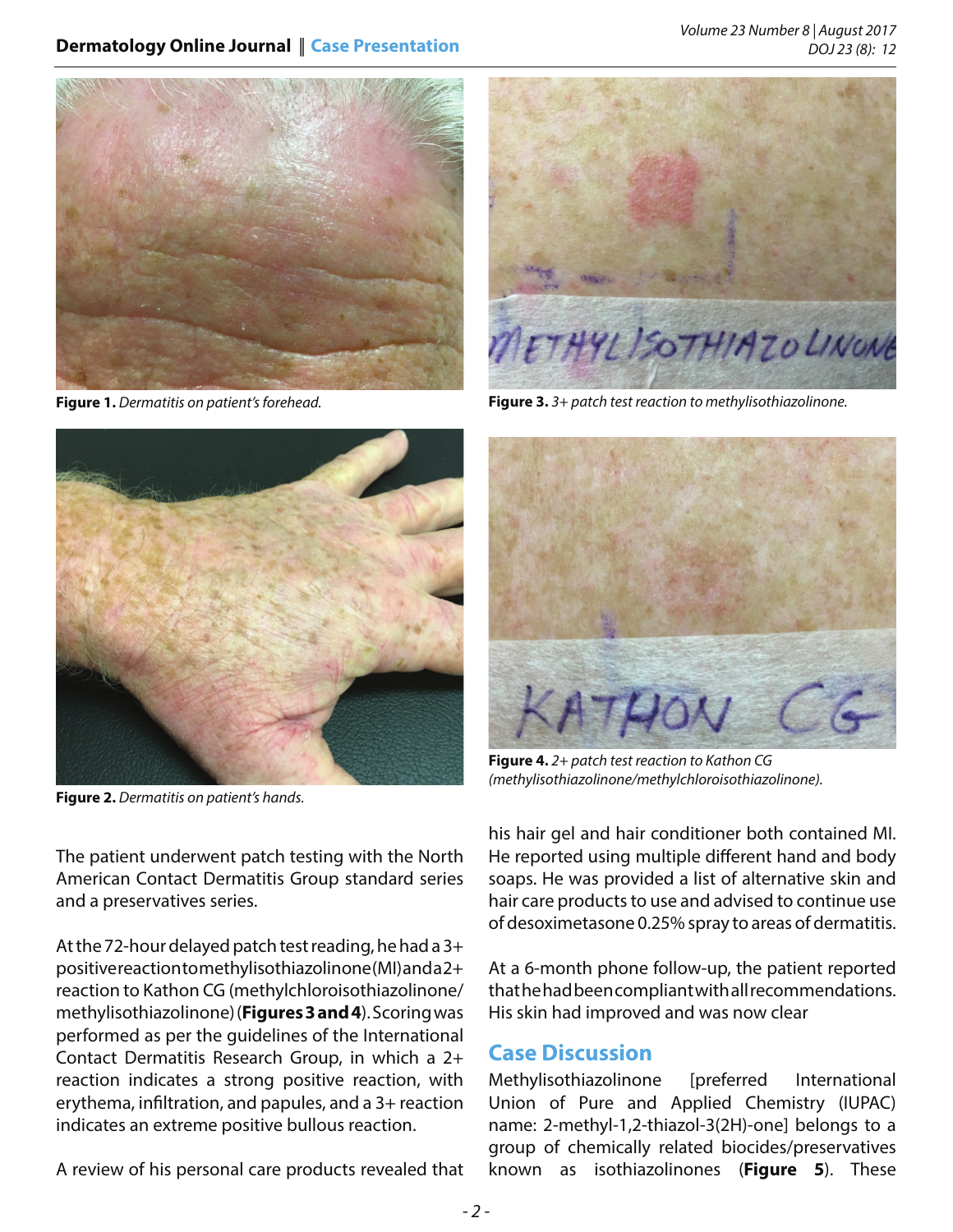**Figure 1.** *Dermatitis on patient's forehead.*

**Figure 2.** *Dermatitis on patient's hands.*

**Figure 3.** *3+ patch test reaction to methylisothiazolinone.*

**Figure 4.** *2+ patch test reaction to Kathon CG (methylisothiazolinone/methylchloroisothiazolinone).*

The patient underwent patch testing with the North American Contact Dermatitis Group standard series and a preservatives series.

At the 72-hour delayed patch test reading, he had a 3+ positive reaction to methylisothiazolinone (MI) and a 2+ reaction to Kathon CG (methylchloroisothiazolinone/methylisothiazolinone) (**Figures 3 and 4**). Scoring was performed as per the guidelines of the International Contact Dermatitis Research Group, in which a 2+ reaction indicates a strong positive reaction, with erythema, infiltration, and papules, and a 3+ reaction indicates an extreme positive bullous reaction.

A review of his personal care products revealed that his hair gel and hair conditioner both contained MI. He reported using multiple different hand and body soaps. He was provided a list of alternative skin and hair care products to use and advised to continue use of desoximetasone 0.25% spray to areas of dermatitis.

At a 6-month phone follow-up, the patient reported that he had been compliant with all recommendations. His skin had improved and was now clear

## Case Discussion

Methylisothiazolinone [preferred International Union of Pure and Applied Chemistry (IUPAC) name: 2-methyl-1,2-thiazol-3(2H)-one] belongs to a group of chemically related biocides/preservatives known as isothiazolinones (**Figure 5**). These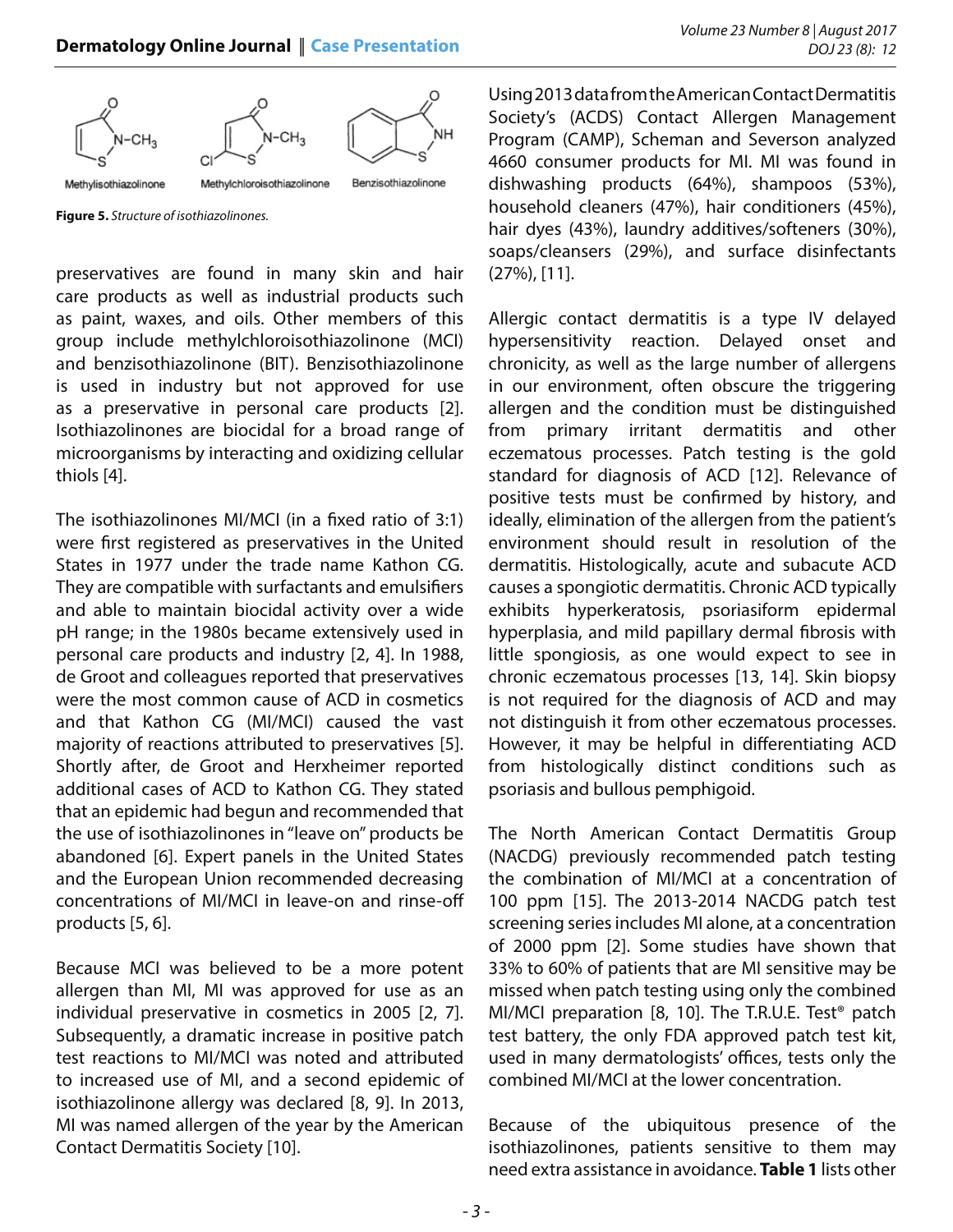Methylisothiazolinone Methylchloroisothiazolinone Benzisothiazolinone

**Figure 5.** *Structure of isothiazolinones.*

preservatives are found in many skin and hair care products as well as industrial products such as paint, waxes, and oils. Other members of this group include methylchloroisothiazolinone (MCI) and benzisothiazolinone (BIT). Benzisothiazolinone is used in industry but not approved for use as a preservative in personal care products [2]. Isothiazolinones are biocidal for a broad range of microorganisms by interacting and oxidizing cellular thiols [4].

The isothiazolinones MI/MCI (in a fixed ratio of 3:1) were first registered as preservatives in the United States in 1977 under the trade name Kathon CG. They are compatible with surfactants and emulsifiers and able to maintain biocidal activity over a wide pH range; in the 1980s became extensively used in personal care products and industry [2, 4]. In 1988, de Groot and colleagues reported that preservatives were the most common cause of ACD in cosmetics and that Kathon CG (MI/MCI) caused the vast majority of reactions attributed to preservatives [5]. Shortly after, de Groot and Herxheimer reported additional cases of ACD to Kathon CG. They stated that an epidemic had begun and recommended that the use of isothiazolinones in "leave on" products be abandoned [6]. Expert panels in the United States and the European Union recommended decreasing concentrations of MI/MCI in leave-on and rinse-off products [5, 6].

Because MCI was believed to be a more potent allergen than MI, MI was approved for use as an individual preservative in cosmetics in 2005 [2, 7]. Subsequently, a dramatic increase in positive patch test reactions to MI/MCI was noted and attributed to increased use of MI, and a second epidemic of isothiazolinone allergy was declared [8, 9]. In 2013, MI was named allergen of the year by the American Contact Dermatitis Society [10].

Using 2013 data from the American Contact Dermatitis Society's (ACDS) Contact Allergen Management Program (CAMP), Scheman and Severson analyzed 4660 consumer products for MI. MI was found in dishwashing products (64%), shampoos (53%), household cleaners (47%), hair conditioners (45%), hair dyes (43%), laundry additives/softeners (30%), soaps/cleansers (29%), and surface disinfectants (27%), [11].

Allergic contact dermatitis is a type IV delayed hypersensitivity reaction. Delayed onset and chronicity, as well as the large number of allergens in our environment, often obscure the triggering allergen and the condition must be distinguished from primary irritant dermatitis and other eczematous processes. Patch testing is the gold standard for diagnosis of ACD [12]. Relevance of positive tests must be confirmed by history, and ideally, elimination of the allergen from the patient's environment should result in resolution of the dermatitis. Histologically, acute and subacute ACD causes a spongiotic dermatitis. Chronic ACD typically exhibits hyperkeratosis, psoriasiform epidermal hyperplasia, and mild papillary dermal fibrosis with little spongiosis, as one would expect to see in chronic eczematous processes [13, 14]. Skin biopsy is not required for the diagnosis of ACD and may not distinguish it from other eczematous processes. However, it may be helpful in differentiating ACD from histologically distinct conditions such as psoriasis and bullous pemphigoid.

The North American Contact Dermatitis Group (NACDG) previously recommended patch testing the combination of MI/MCI at a concentration of 100 ppm [15]. The 2013-2014 NACDG patch test screening series includes MI alone, at a concentration of 2000 ppm [2]. Some studies have shown that 33% to 60% of patients that are MI sensitive may be missed when patch testing using only the combined MI/MCI preparation [8, 10]. The T.R.U.E. Test® patch test battery, the only FDA approved patch test kit, used in many dermatologists' offices, tests only the combined MI/MCI at the lower concentration.

Because of the ubiquitous presence of the isothiazolinones, patients sensitive to them may need extra assistance in avoidance. **Table 1** lists other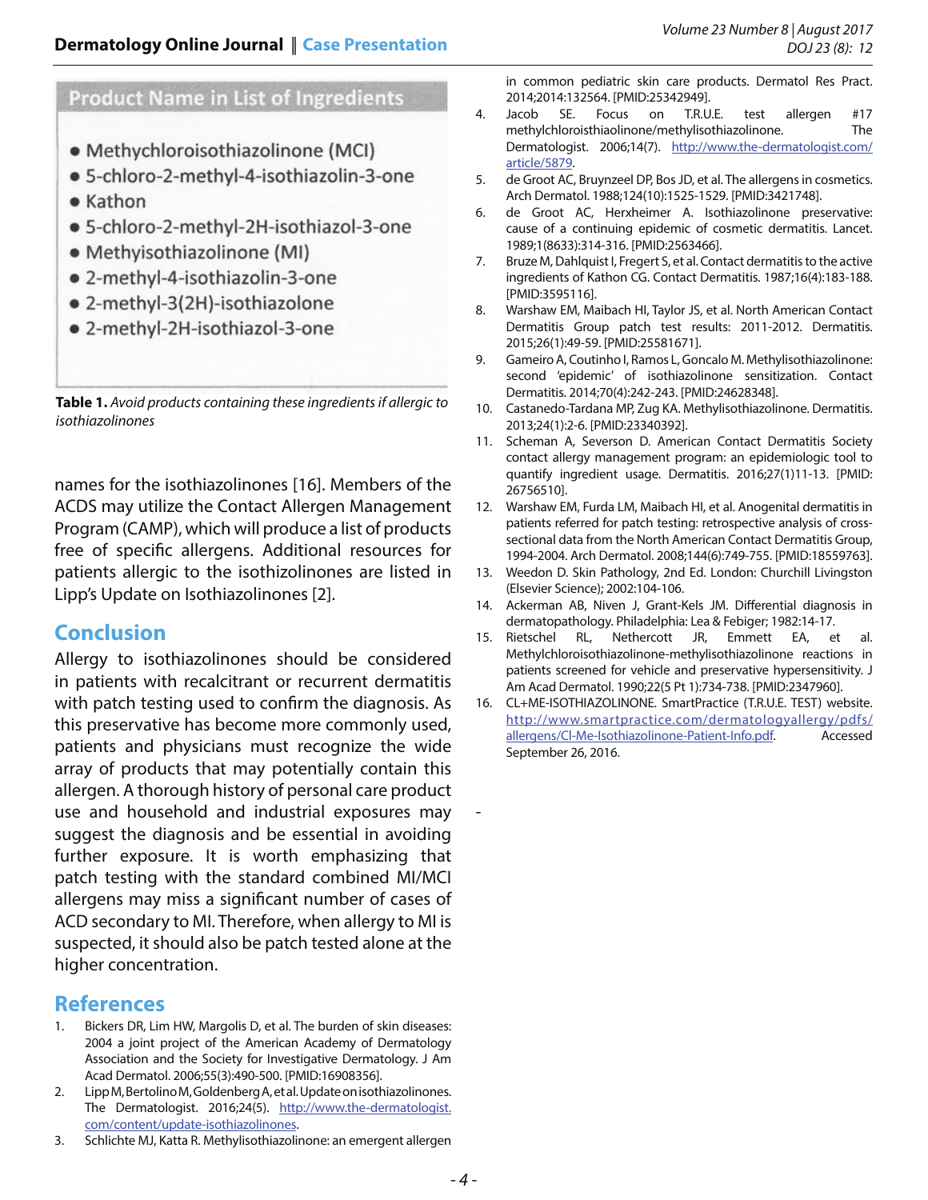| Product Name in List of Ingredients |
| --- |
| • Methychloroisothiazolinone (MCI) |
| • 5-chloro-2-methyl-4-isothiazolin-3-one |
| • Kathon |
| • 5-chloro-2-methyl-2H-isothiazol-3-one |
| • Methyisothiazolinone (MI) |
| • 2-methyl-4-isothiazolin-3-one |
| • 2-methyl-3(2H)-isothiazolone |
| • 2-methyl-2H-isothiazol-3-one |

**Table 1.** *Avoid products containing these ingredients if allergic to isothiazolinones*

names for the isothiazolinones [16]. Members of the ACDS may utilize the Contact Allergen Management Program (CAMP), which will produce a list of products free of specific allergens. Additional resources for patients allergic to the isothizolinones are listed in Lipp's Update on Isothiazolinones [2].

## Conclusion

Allergy to isothiazolinones should be considered in patients with recalcitrant or recurrent dermatitis with patch testing used to confirm the diagnosis. As this preservative has become more commonly used, patients and physicians must recognize the wide array of products that may potentially contain this allergen. A thorough history of personal care product use and household and industrial exposures may suggest the diagnosis and be essential in avoiding further exposure. It is worth emphasizing that patch testing with the standard combined MI/MCI allergens may miss a significant number of cases of ACD secondary to MI. Therefore, when allergy to MI is suspected, it should also be patch tested alone at the higher concentration.

## References

1. Bickers DR, Lim HW, Margolis D, et al. The burden of skin diseases: 2004 a joint project of the American Academy of Dermatology Association and the Society for Investigative Dermatology. J Am Acad Dermatol. 2006;55(3):490-500. [PMID:16908356].
2. Lipp M, Bertolino M, Goldenberg A, et al. Update on isothiazolinones. The Dermatologist. 2016;24(5). http://www.the-dermatologist.com/content/update-isothiazolinones.
3. Schlichte MJ, Katta R. Methylisothiazolinone: an emergent allergen in common pediatric skin care products. Dermatol Res Pract. 2014;2014:132564. [PMID:25342949].
4. Jacob SE. Focus on T.R.U.E. test allergen #17 methylchloroisthiaolinone/methylisothiazolinone. The Dermatologist. 2006;14(7). http://www.the-dermatologist.com/article/5879.
5. de Groot AC, Bruynzeel DP, Bos JD, et al. The allergens in cosmetics. Arch Dermatol. 1988;124(10):1525-1529. [PMID:3421748].
6. de Groot AC, Herxheimer A. Isothiazolinone preservative: cause of a continuing epidemic of cosmetic dermatitis. Lancet. 1989;1(8633):314-316. [PMID:2563466].
7. Bruze M, Dahlquist I, Fregert S, et al. Contact dermatitis to the active ingredients of Kathon CG. Contact Dermatitis. 1987;16(4):183-188. [PMID:3595116].
8. Warshaw EM, Maibach HI, Taylor JS, et al. North American Contact Dermatitis Group patch test results: 2011-2012. Dermatitis. 2015;26(1):49-59. [PMID:25581671].
9. Gameiro A, Coutinho I, Ramos L, Goncalo M. Methylisothiazolinone: second 'epidemic' of isothiazolinone sensitization. Contact Dermatitis. 2014;70(4):242-243. [PMID:24628348].
10. Castanedo-Tardana MP, Zug KA. Methylisothiazolinone. Dermatitis. 2013;24(1):2-6. [PMID:23340392].
11. Scheman A, Severson D. American Contact Dermatitis Society contact allergy management program: an epidemiologic tool to quantify ingredient usage. Dermatitis. 2016;27(1)11-13. [PMID: 26756510].
12. Warshaw EM, Furda LM, Maibach HI, et al. Anogenital dermatitis in patients referred for patch testing: retrospective analysis of cross-sectional data from the North American Contact Dermatitis Group, 1994-2004. Arch Dermatol. 2008;144(6):749-755. [PMID:18559763].
13. Weedon D. Skin Pathology, 2nd Ed. London: Churchill Livingston (Elsevier Science); 2002:104-106.
14. Ackerman AB, Niven J, Grant-Kels JM. Differential diagnosis in dermatopathology. Philadelphia: Lea & Febiger; 1982:14-17.
15. Rietschel RL, Nethercott JR, Emmett EA, et al. Methylchloroisothiazolinone-methylisothiazolinone reactions in patients screened for vehicle and preservative hypersensitivity. J Am Acad Dermatol. 1990;22(5 Pt 1):734-738. [PMID:2347960].
16. CL+ME-ISOTHIAZOLINONE. SmartPractice (T.R.U.E. TEST) website. http://www.smartpractice.com/dermatologyallergy/pdfs/allergens/Cl-Me-Isothiazolinone-Patient-Info.pdf. Accessed September 26, 2016.